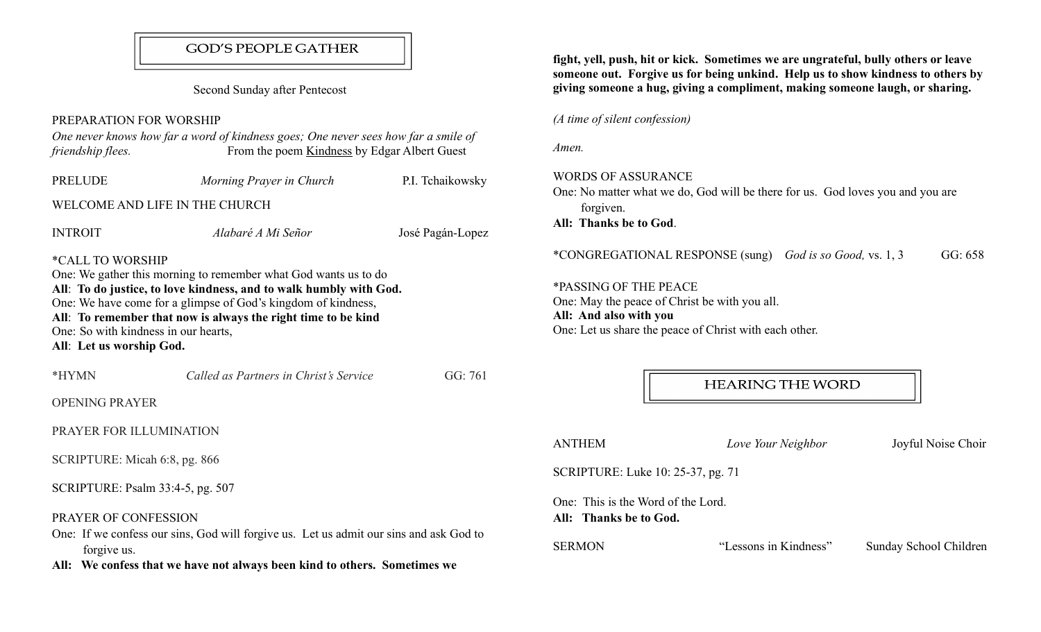## GOD'S PEOPLE GATHER

Second Sunday after Pentecost

PREPARATION FOR WORSHIP

*One never knows how far a word of kindness goes; One never sees how far a smile of friendship flees.* From the poem Kindness by Edgar Albert Guest

PRELUDE *Morning Prayer in Church* P.I. Tchaikowsky

WELCOME AND LIFE IN THE CHURCH

INTROIT *Alabaré A Mi Señor* José Pagán-Lopez

*CALL TO WORSHIP

One: We gather this morning to remember what God wants us to do

**All**: **To do justice, to love kindness, and to walk humbly with God.**

One: We have come for a glimpse of God's kingdom of kindness,

**All**: **To remember that now is always the right time to be kind**

One: So with kindness in our hearts,

**All**: **Let us worship God.**

*HYMN *Called as Partners in Christ's Service* GG: 761

OPENING PRAYER

PRAYER FOR ILLUMINATION

SCRIPTURE: Micah 6:8, pg. 866

SCRIPTURE: Psalm 33:4-5, pg. 507

PRAYER OF CONFESSION

One: If we confess our sins, God will forgive us. Let us admit our sins and ask God to forgive us.

**All: We confess that we have not always been kind to others. Sometimes we fight, yell, push, hit or kick. Sometimes we are ungrateful, bully others or leave someone out. Forgive us for being unkind. Help us to show kindness to others by giving someone a hug, giving a compliment, making someone laugh, or sharing.**

*(A time of silent confession)*

*Amen.*

WORDS OF ASSURANCE

One: No matter what we do, God will be there for us. God loves you and you are forgiven.

**All: Thanks be to God**.

*CONGREGATIONAL RESPONSE (sung) *God is so Good,* vs. 1, 3 GG: 658

*PASSING OF THE PEACE

One: May the peace of Christ be with you all.

**All: And also with you**

One: Let us share the peace of Christ with each other.

## HEARING THE WORD

ANTHEM *Love Your Neighbor* Joyful Noise Choir

SCRIPTURE: Luke 10: 25-37, pg. 71

One: This is the Word of the Lord.

**All: Thanks be to God.**

SERMON "Lessons in Kindness" Sunday School Children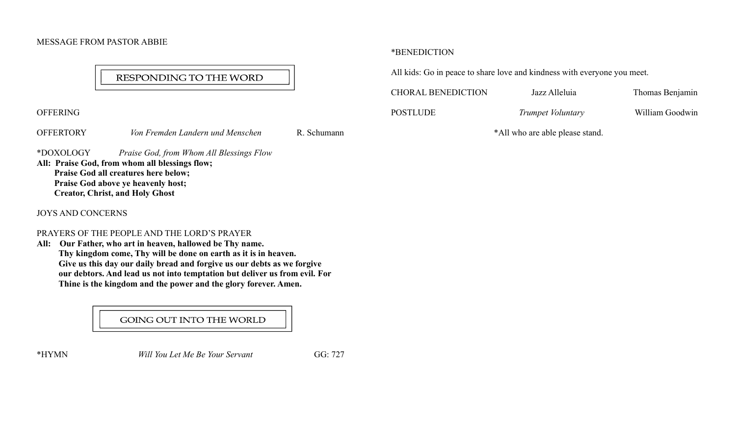MESSAGE FROM PASTOR ABBIE

## RESPONDING TO THE WORD

OFFERING

OFFERTORY *Von Fremden Landern und Menschen* R. Schumann

*DOXOLOGY *Praise God, from Whom All Blessings Flow*

**All: Praise God, from whom all blessings flow;**
**Praise God all creatures here below;**
**Praise God above ye heavenly host;**
**Creator, Christ, and Holy Ghost**

JOYS AND CONCERNS

PRAYERS OF THE PEOPLE AND THE LORD'S PRAYER

**All: Our Father, who art in heaven, hallowed be Thy name.**
**Thy kingdom come, Thy will be done on earth as it is in heaven.**
**Give us this day our daily bread and forgive us our debts as we forgive our debtors. And lead us not into temptation but deliver us from evil. For Thine is the kingdom and the power and the glory forever. Amen.**

## GOING OUT INTO THE WORLD

*HYMN *Will You Let Me Be Your Servant* GG: 727

*BENEDICTION

All kids: Go in peace to share love and kindness with everyone you meet.

CHORAL BENEDICTION Jazz Alleluia Thomas Benjamin

POSTLUDE *Trumpet Voluntary* William Goodwin

*All who are able please stand.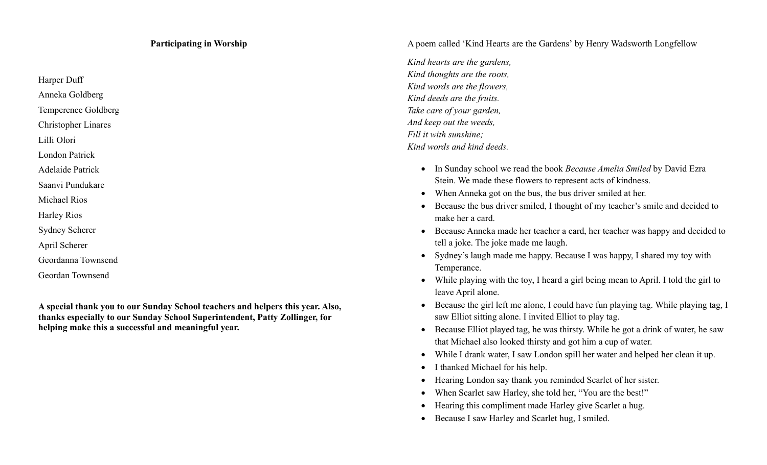## Participating in Worship

Harper Duff

Anneka Goldberg

Temperence Goldberg

Christopher Linares

Lilli Olori

London Patrick

Adelaide Patrick

Saanvi Pundukare

Michael Rios

Harley Rios

Sydney Scherer

April Scherer

Geordanna Townsend

Geordan Townsend

**A special thank you to our Sunday School teachers and helpers this year. Also, thanks especially to our Sunday School Superintendent, Patty Zollinger, for helping make this a successful and meaningful year.**

A poem called 'Kind Hearts are the Gardens' by Henry Wadsworth Longfellow

*Kind hearts are the gardens,*
*Kind thoughts are the roots,*
*Kind words are the flowers,*
*Kind deeds are the fruits.*
*Take care of your garden,*
*And keep out the weeds,*
*Fill it with sunshine;*
*Kind words and kind deeds.*

- In Sunday school we read the book *Because Amelia Smiled* by David Ezra Stein. We made these flowers to represent acts of kindness.
- When Anneka got on the bus, the bus driver smiled at her.
- Because the bus driver smiled, I thought of my teacher's smile and decided to make her a card.
- Because Anneka made her teacher a card, her teacher was happy and decided to tell a joke. The joke made me laugh.
- Sydney's laugh made me happy. Because I was happy, I shared my toy with Temperance.
- While playing with the toy, I heard a girl being mean to April. I told the girl to leave April alone.
- Because the girl left me alone, I could have fun playing tag. While playing tag, I saw Elliot sitting alone. I invited Elliot to play tag.
- Because Elliot played tag, he was thirsty. While he got a drink of water, he saw that Michael also looked thirsty and got him a cup of water.
- While I drank water, I saw London spill her water and helped her clean it up.
- I thanked Michael for his help.
- Hearing London say thank you reminded Scarlet of her sister.
- When Scarlet saw Harley, she told her, "You are the best!"
- Hearing this compliment made Harley give Scarlet a hug.
- Because I saw Harley and Scarlet hug, I smiled.